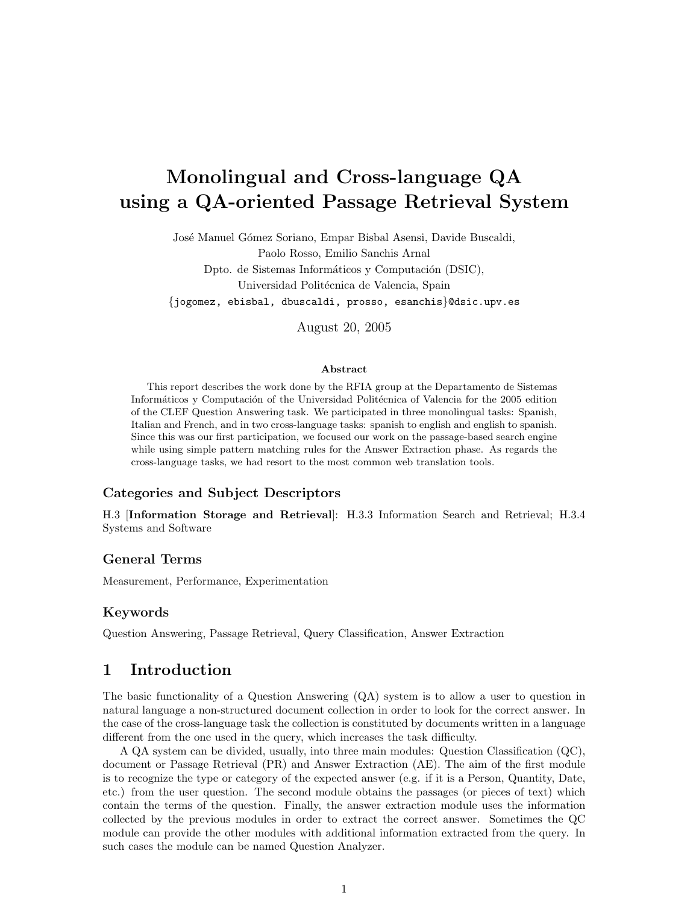# Monolingual and Cross-language QA using a QA-oriented Passage Retrieval System

José Manuel Gómez Soriano, Empar Bisbal Asensi, Davide Buscaldi,
Paolo Rosso, Emilio Sanchis Arnal
Dpto. de Sistemas Informáticos y Computación (DSIC),
Universidad Politécnica de Valencia, Spain
{jogomez, ebisbal, dbuscaldi, prosso, esanchis}@dsic.upv.es

August 20, 2005

**Abstract**

This report describes the work done by the RFIA group at the Departamento de Sistemas Informáticos y Computación of the Universidad Politécnica of Valencia for the 2005 edition of the CLEF Question Answering task. We participated in three monolingual tasks: Spanish, Italian and French, and in two cross-language tasks: spanish to english and english to spanish. Since this was our first participation, we focused our work on the passage-based search engine while using simple pattern matching rules for the Answer Extraction phase. As regards the cross-language tasks, we had resort to the most common web translation tools.

### Categories and Subject Descriptors

H.3 [**Information Storage and Retrieval**]: H.3.3 Information Search and Retrieval; H.3.4 Systems and Software

### General Terms

Measurement, Performance, Experimentation

### Keywords

Question Answering, Passage Retrieval, Query Classification, Answer Extraction

## 1 Introduction

The basic functionality of a Question Answering (QA) system is to allow a user to question in natural language a non-structured document collection in order to look for the correct answer. In the case of the cross-language task the collection is constituted by documents written in a language different from the one used in the query, which increases the task difficulty.

A QA system can be divided, usually, into three main modules: Question Classification (QC), document or Passage Retrieval (PR) and Answer Extraction (AE). The aim of the first module is to recognize the type or category of the expected answer (e.g. if it is a Person, Quantity, Date, etc.) from the user question. The second module obtains the passages (or pieces of text) which contain the terms of the question. Finally, the answer extraction module uses the information collected by the previous modules in order to extract the correct answer. Sometimes the QC module can provide the other modules with additional information extracted from the query. In such cases the module can be named Question Analyzer.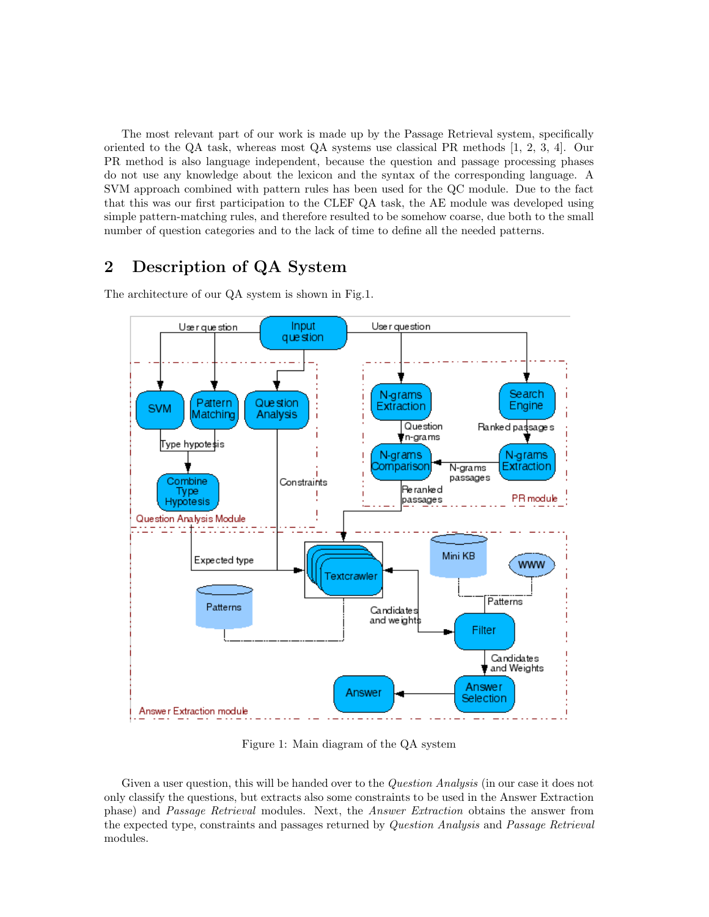The most relevant part of our work is made up by the Passage Retrieval system, specifically oriented to the QA task, whereas most QA systems use classical PR methods [1, 2, 3, 4]. Our PR method is also language independent, because the question and passage processing phases do not use any knowledge about the lexicon and the syntax of the corresponding language. A SVM approach combined with pattern rules has been used for the QC module. Due to the fact that this was our first participation to the CLEF QA task, the AE module was developed using simple pattern-matching rules, and therefore resulted to be somehow coarse, due both to the small number of question categories and to the lack of time to define all the needed patterns.

## 2 Description of QA System

The architecture of our QA system is shown in Fig.1.

Figure 1: Main diagram of the QA system

Given a user question, this will be handed over to the *Question Analysis* (in our case it does not only classify the questions, but extracts also some constraints to be used in the Answer Extraction phase) and *Passage Retrieval* modules. Next, the *Answer Extraction* obtains the answer from the expected type, constraints and passages returned by *Question Analysis* and *Passage Retrieval* modules.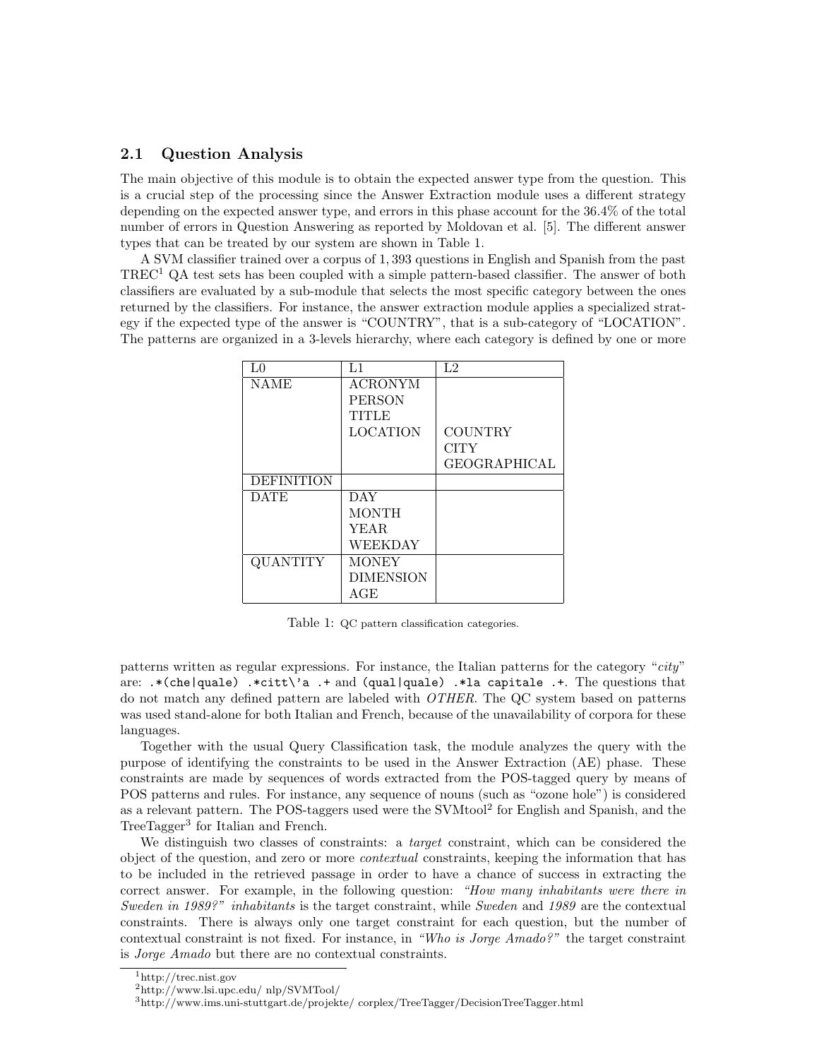### 2.1 Question Analysis

The main objective of this module is to obtain the expected answer type from the question. This is a crucial step of the processing since the Answer Extraction module uses a different strategy depending on the expected answer type, and errors in this phase account for the 36.4% of the total number of errors in Question Answering as reported by Moldovan et al. [5]. The different answer types that can be treated by our system are shown in Table 1.

A SVM classifier trained over a corpus of 1,393 questions in English and Spanish from the past TREC[1] QA test sets has been coupled with a simple pattern-based classifier. The answer of both classifiers are evaluated by a sub-module that selects the most specific category between the ones returned by the classifiers. For instance, the answer extraction module applies a specialized strategy if the expected type of the answer is "COUNTRY", that is a sub-category of "LOCATION". The patterns are organized in a 3-levels hierarchy, where each category is defined by one or more

| L0 | L1 | L2 |
|---|---|---|
| NAME | ACRONYM | |
| | PERSON | |
| | TITLE | |
| | LOCATION | COUNTRY |
| | | CITY |
| | | GEOGRAPHICAL |
| DEFINITION | | |
| DATE | DAY | |
| | MONTH | |
| | YEAR | |
| | WEEKDAY | |
| QUANTITY | MONEY | |
| | DIMENSION | |
| | AGE | |

Table 1: QC pattern classification categories.

patterns written as regular expressions. For instance, the Italian patterns for the category "*city*" are: `.*(che|quale) .*citt\'a .+` and `(qual|quale) .*la capitale .+`. The questions that do not match any defined pattern are labeled with *OTHER*. The QC system based on patterns was used stand-alone for both Italian and French, because of the unavailability of corpora for these languages.

Together with the usual Query Classification task, the module analyzes the query with the purpose of identifying the constraints to be used in the Answer Extraction (AE) phase. These constraints are made by sequences of words extracted from the POS-tagged query by means of POS patterns and rules. For instance, any sequence of nouns (such as "ozone hole") is considered as a relevant pattern. The POS-taggers used were the SVMtool[2] for English and Spanish, and the TreeTagger[3] for Italian and French.

We distinguish two classes of constraints: a *target* constraint, which can be considered the object of the question, and zero or more *contextual* constraints, keeping the information that has to be included in the retrieved passage in order to have a chance of success in extracting the correct answer. For example, in the following question: *"How many inhabitants were there in Sweden in 1989?" inhabitants* is the target constraint, while *Sweden* and *1989* are the contextual constraints. There is always only one target constraint for each question, but the number of contextual constraint is not fixed. For instance, in *"Who is Jorge Amado?"* the target constraint is *Jorge Amado* but there are no contextual constraints.

[1] http://trec.nist.gov

[2] http://www.lsi.upc.edu/ nlp/SVMTool/

[3] http://www.ims.uni-stuttgart.de/projekte/ corplex/TreeTagger/DecisionTreeTagger.html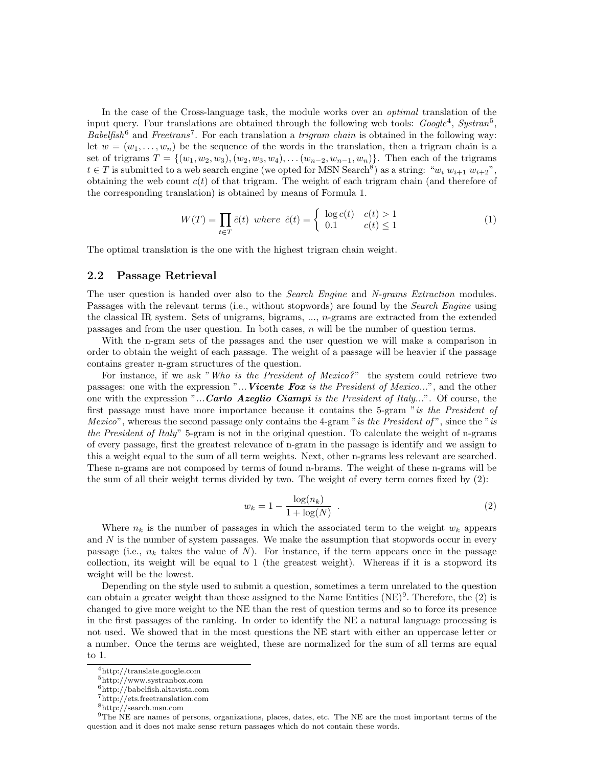In the case of the Cross-language task, the module works over an *optimal* translation of the input query. Four translations are obtained through the following web tools: *Google*[4], *Systran*[5], *Babelfish*[6] and *Freetrans*[7]. For each translation a *trigram chain* is obtained in the following way: let $w = (w_1, \ldots, w_n)$ be the sequence of the words in the translation, then a trigram chain is a set of trigrams $T = \{(w_1, w_2, w_3), (w_2, w_3, w_4), \ldots (w_{n-2}, w_{n-1}, w_n)\}$. Then each of the trigrams $t \in T$ is submitted to a web search engine (we opted for MSN Search[8]) as a string: "$w_i\ w_{i+1}\ w_{i+2}$", obtaining the web count $c(t)$ of that trigram. The weight of each trigram chain (and therefore of the corresponding translation) is obtained by means of Formula 1.

$$W(T) = \prod_{t \in T} \hat{c}(t) \ \ where \ \ \hat{c}(t) = \begin{cases} \log c(t) & c(t) > 1 \\ 0.1 & c(t) \leq 1 \end{cases} \tag{1}$$

The optimal translation is the one with the highest trigram chain weight.

## 2.2 Passage Retrieval

The user question is handed over also to the *Search Engine* and *N-grams Extraction* modules. Passages with the relevant terms (i.e., without stopwords) are found by the *Search Engine* using the classical IR system. Sets of unigrams, bigrams, ..., $n$-grams are extracted from the extended passages and from the user question. In both cases, $n$ will be the number of question terms.

With the n-gram sets of the passages and the user question we will make a comparison in order to obtain the weight of each passage. The weight of a passage will be heavier if the passage contains greater n-gram structures of the question.

For instance, if we ask "*Who is the President of Mexico?*" the system could retrieve two passages: one with the expression "*...**Vicente Fox** is the President of Mexico...*", and the other one with the expression "*...**Carlo Azeglio Ciampi** is the President of Italy...*". Of course, the first passage must have more importance because it contains the 5-gram "*is the President of Mexico*", whereas the second passage only contains the 4-gram "*is the President of*", since the "*is the President of Italy*" 5-gram is not in the original question. To calculate the weight of n-grams of every passage, first the greatest relevance of n-gram in the passage is identify and we assign to this a weight equal to the sum of all term weights. Next, other n-grams less relevant are searched. These n-grams are not composed by terms of found n-brams. The weight of these n-grams will be the sum of all their weight terms divided by two. The weight of every term comes fixed by (2):

$$w_k = 1 - \frac{\log(n_k)}{1 + \log(N)} \ . \tag{2}$$

Where $n_k$ is the number of passages in which the associated term to the weight $w_k$ appears and $N$ is the number of system passages. We make the assumption that stopwords occur in every passage (i.e., $n_k$ takes the value of $N$). For instance, if the term appears once in the passage collection, its weight will be equal to 1 (the greatest weight). Whereas if it is a stopword its weight will be the lowest.

Depending on the style used to submit a question, sometimes a term unrelated to the question can obtain a greater weight than those assigned to the Name Entities (NE)[9]. Therefore, the (2) is changed to give more weight to the NE than the rest of question terms and so to force its presence in the first passages of the ranking. In order to identify the NE a natural language processing is not used. We showed that in the most questions the NE start with either an uppercase letter or a number. Once the terms are weighted, these are normalized for the sum of all terms are equal to 1.

[4] http://translate.google.com
[5] http://www.systranbox.com
[6] http://babelfish.altavista.com
[7] http://ets.freetranslation.com
[8] http://search.msn.com
[9] The NE are names of persons, organizations, places, dates, etc. The NE are the most important terms of the question and it does not make sense return passages which do not contain these words.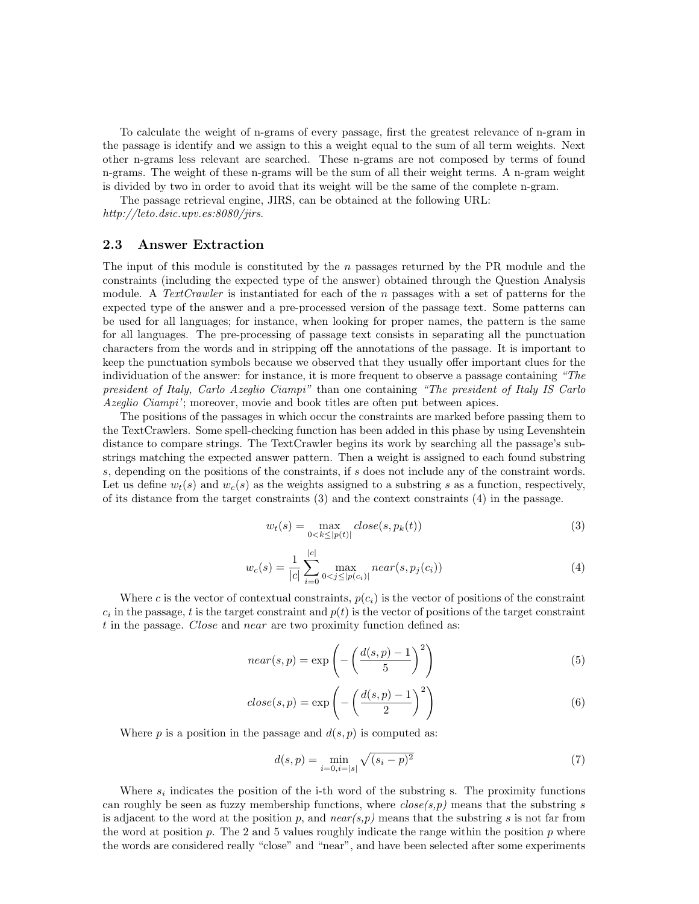To calculate the weight of n-grams of every passage, first the greatest relevance of n-gram in the passage is identify and we assign to this a weight equal to the sum of all term weights. Next other n-grams less relevant are searched. These n-grams are not composed by terms of found n-grams. The weight of these n-grams will be the sum of all their weight terms. A n-gram weight is divided by two in order to avoid that its weight will be the same of the complete n-gram.

The passage retrieval engine, JIRS, can be obtained at the following URL: *http://leto.dsic.upv.es:8080/jirs*.

### 2.3 Answer Extraction

The input of this module is constituted by the $n$ passages returned by the PR module and the constraints (including the expected type of the answer) obtained through the Question Analysis module. A *TextCrawler* is instantiated for each of the $n$ passages with a set of patterns for the expected type of the answer and a pre-processed version of the passage text. Some patterns can be used for all languages; for instance, when looking for proper names, the pattern is the same for all languages. The pre-processing of passage text consists in separating all the punctuation characters from the words and in stripping off the annotations of the passage. It is important to keep the punctuation symbols because we observed that they usually offer important clues for the individuation of the answer: for instance, it is more frequent to observe a passage containing *"The president of Italy, Carlo Azeglio Ciampi"* than one containing *"The president of Italy IS Carlo Azeglio Ciampi'*; moreover, movie and book titles are often put between apices.

The positions of the passages in which occur the constraints are marked before passing them to the TextCrawlers. Some spell-checking function has been added in this phase by using Levenshtein distance to compare strings. The TextCrawler begins its work by searching all the passage's substrings matching the expected answer pattern. Then a weight is assigned to each found substring $s$, depending on the positions of the constraints, if $s$ does not include any of the constraint words. Let us define $w_t(s)$ and $w_c(s)$ as the weights assigned to a substring $s$ as a function, respectively, of its distance from the target constraints (3) and the context constraints (4) in the passage.

$$w_t(s) = \max_{0<k\leq|p(t)|} close(s, p_k(t)) \tag{3}$$

$$w_c(s) = \frac{1}{|c|} \sum_{i=0}^{|c|} \max_{0<j\leq|p(c_i)|} near(s, p_j(c_i)) \tag{4}$$

Where $c$ is the vector of contextual constraints, $p(c_i)$ is the vector of positions of the constraint $c_i$ in the passage, $t$ is the target constraint and $p(t)$ is the vector of positions of the target constraint $t$ in the passage. *Close* and *near* are two proximity function defined as:

$$near(s, p) = \exp\left(-\left(\frac{d(s,p)-1}{5}\right)^2\right) \tag{5}$$

$$close(s, p) = \exp\left(-\left(\frac{d(s,p)-1}{2}\right)^2\right) \tag{6}$$

Where $p$ is a position in the passage and $d(s, p)$ is computed as:

$$d(s, p) = \min_{i=0, i=|s|} \sqrt{(s_i - p)^2} \tag{7}$$

Where $s_i$ indicates the position of the i-th word of the substring s. The proximity functions can roughly be seen as fuzzy membership functions, where *close(s,p)* means that the substring $s$ is adjacent to the word at the position $p$, and *near(s,p)* means that the substring $s$ is not far from the word at position $p$. The 2 and 5 values roughly indicate the range within the position $p$ where the words are considered really "close" and "near", and have been selected after some experiments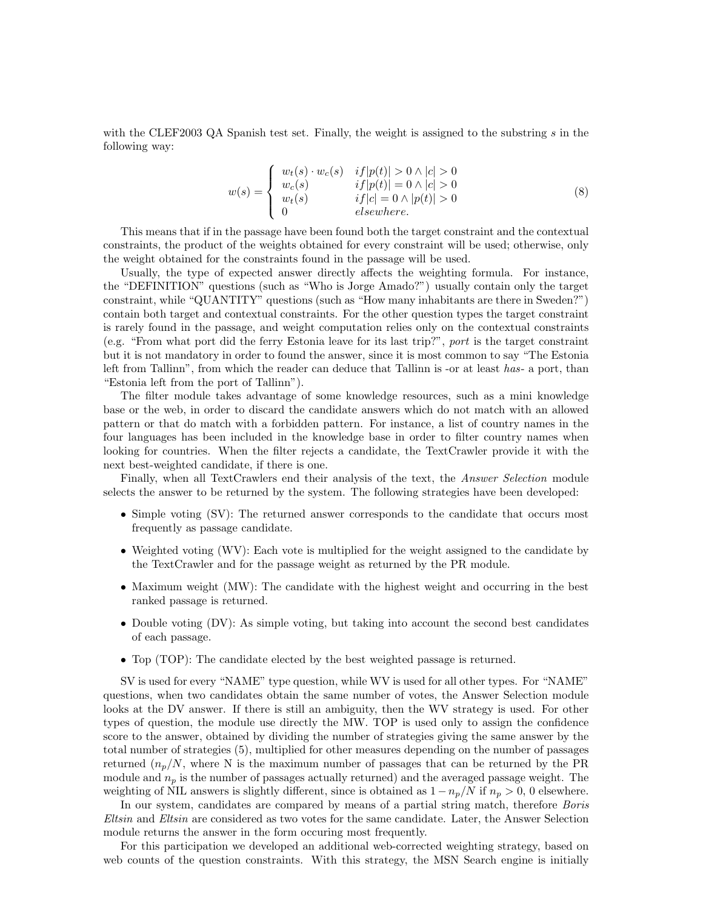with the CLEF2003 QA Spanish test set. Finally, the weight is assigned to the substring $s$ in the following way:

$$w(s) = \begin{cases} w_t(s) \cdot w_c(s) & if |p(t)| > 0 \wedge |c| > 0 \\ w_c(s) & if |p(t)| = 0 \wedge |c| > 0 \\ w_t(s) & if |c| = 0 \wedge |p(t)| > 0 \\ 0 & elsewhere. \end{cases} \tag{8}$$

This means that if in the passage have been found both the target constraint and the contextual constraints, the product of the weights obtained for every constraint will be used; otherwise, only the weight obtained for the constraints found in the passage will be used.

Usually, the type of expected answer directly affects the weighting formula. For instance, the "DEFINITION" questions (such as "Who is Jorge Amado?") usually contain only the target constraint, while "QUANTITY" questions (such as "How many inhabitants are there in Sweden?") contain both target and contextual constraints. For the other question types the target constraint is rarely found in the passage, and weight computation relies only on the contextual constraints (e.g. "From what port did the ferry Estonia leave for its last trip?", *port* is the target constraint but it is not mandatory in order to found the answer, since it is most common to say "The Estonia left from Tallinn", from which the reader can deduce that Tallinn is -or at least *has*- a port, than "Estonia left from the port of Tallinn").

The filter module takes advantage of some knowledge resources, such as a mini knowledge base or the web, in order to discard the candidate answers which do not match with an allowed pattern or that do match with a forbidden pattern. For instance, a list of country names in the four languages has been included in the knowledge base in order to filter country names when looking for countries. When the filter rejects a candidate, the TextCrawler provide it with the next best-weighted candidate, if there is one.

Finally, when all TextCrawlers end their analysis of the text, the *Answer Selection* module selects the answer to be returned by the system. The following strategies have been developed:

- Simple voting (SV): The returned answer corresponds to the candidate that occurs most frequently as passage candidate.
- Weighted voting (WV): Each vote is multiplied for the weight assigned to the candidate by the TextCrawler and for the passage weight as returned by the PR module.
- Maximum weight (MW): The candidate with the highest weight and occurring in the best ranked passage is returned.
- Double voting (DV): As simple voting, but taking into account the second best candidates of each passage.
- Top (TOP): The candidate elected by the best weighted passage is returned.

SV is used for every "NAME" type question, while WV is used for all other types. For "NAME" questions, when two candidates obtain the same number of votes, the Answer Selection module looks at the DV answer. If there is still an ambiguity, then the WV strategy is used. For other types of question, the module use directly the MW. TOP is used only to assign the confidence score to the answer, obtained by dividing the number of strategies giving the same answer by the total number of strategies (5), multiplied for other measures depending on the number of passages returned ($n_p/N$, where N is the maximum number of passages that can be returned by the PR module and $n_p$ is the number of passages actually returned) and the averaged passage weight. The weighting of NIL answers is slightly different, since is obtained as $1 - n_p/N$ if $n_p > 0$, 0 elsewhere.

In our system, candidates are compared by means of a partial string match, therefore *Boris Eltsin* and *Eltsin* are considered as two votes for the same candidate. Later, the Answer Selection module returns the answer in the form occuring most frequently.

For this participation we developed an additional web-corrected weighting strategy, based on web counts of the question constraints. With this strategy, the MSN Search engine is initially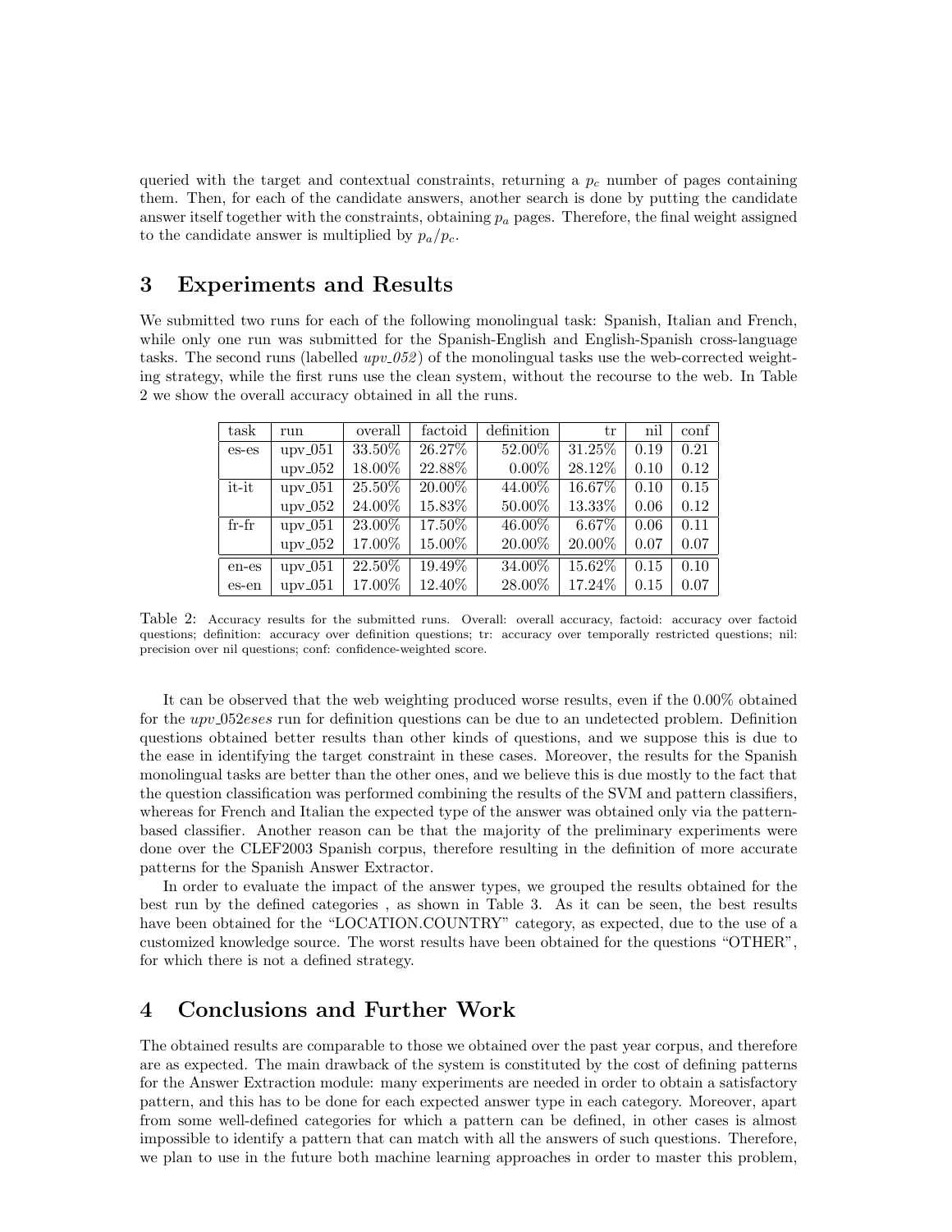queried with the target and contextual constraints, returning a $p_c$ number of pages containing them. Then, for each of the candidate answers, another search is done by putting the candidate answer itself together with the constraints, obtaining $p_a$ pages. Therefore, the final weight assigned to the candidate answer is multiplied by $p_a/p_c$.

# 3 Experiments and Results

We submitted two runs for each of the following monolingual task: Spanish, Italian and French, while only one run was submitted for the Spanish-English and English-Spanish cross-language tasks. The second runs (labelled *upv_052*) of the monolingual tasks use the web-corrected weighting strategy, while the first runs use the clean system, without the recourse to the web. In Table 2 we show the overall accuracy obtained in all the runs.

| task | run | overall | factoid | definition | tr | nil | conf |
|---|---|---|---|---|---|---|---|
| es-es | upv_051 | 33.50% | 26.27% | 52.00% | 31.25% | 0.19 | 0.21 |
| | upv_052 | 18.00% | 22.88% | 0.00% | 28.12% | 0.10 | 0.12 |
| it-it | upv_051 | 25.50% | 20.00% | 44.00% | 16.67% | 0.10 | 0.15 |
| | upv_052 | 24.00% | 15.83% | 50.00% | 13.33% | 0.06 | 0.12 |
| fr-fr | upv_051 | 23.00% | 17.50% | 46.00% | 6.67% | 0.06 | 0.11 |
| | upv_052 | 17.00% | 15.00% | 20.00% | 20.00% | 0.07 | 0.07 |
| en-es | upv_051 | 22.50% | 19.49% | 34.00% | 15.62% | 0.15 | 0.10 |
| es-en | upv_051 | 17.00% | 12.40% | 28.00% | 17.24% | 0.15 | 0.07 |

Table 2: Accuracy results for the submitted runs. Overall: overall accuracy, factoid: accuracy over factoid questions; definition: accuracy over definition questions; tr: accuracy over temporally restricted questions; nil: precision over nil questions; conf: confidence-weighted score.

It can be observed that the web weighting produced worse results, even if the 0.00% obtained for the *upv_052eses* run for definition questions can be due to an undetected problem. Definition questions obtained better results than other kinds of questions, and we suppose this is due to the ease in identifying the target constraint in these cases. Moreover, the results for the Spanish monolingual tasks are better than the other ones, and we believe this is due mostly to the fact that the question classification was performed combining the results of the SVM and pattern classifiers, whereas for French and Italian the expected type of the answer was obtained only via the pattern-based classifier. Another reason can be that the majority of the preliminary experiments were done over the CLEF2003 Spanish corpus, therefore resulting in the definition of more accurate patterns for the Spanish Answer Extractor.

In order to evaluate the impact of the answer types, we grouped the results obtained for the best run by the defined categories , as shown in Table 3. As it can be seen, the best results have been obtained for the "LOCATION.COUNTRY" category, as expected, due to the use of a customized knowledge source. The worst results have been obtained for the questions "OTHER", for which there is not a defined strategy.

# 4 Conclusions and Further Work

The obtained results are comparable to those we obtained over the past year corpus, and therefore are as expected. The main drawback of the system is constituted by the cost of defining patterns for the Answer Extraction module: many experiments are needed in order to obtain a satisfactory pattern, and this has to be done for each expected answer type in each category. Moreover, apart from some well-defined categories for which a pattern can be defined, in other cases is almost impossible to identify a pattern that can match with all the answers of such questions. Therefore, we plan to use in the future both machine learning approaches in order to master this problem,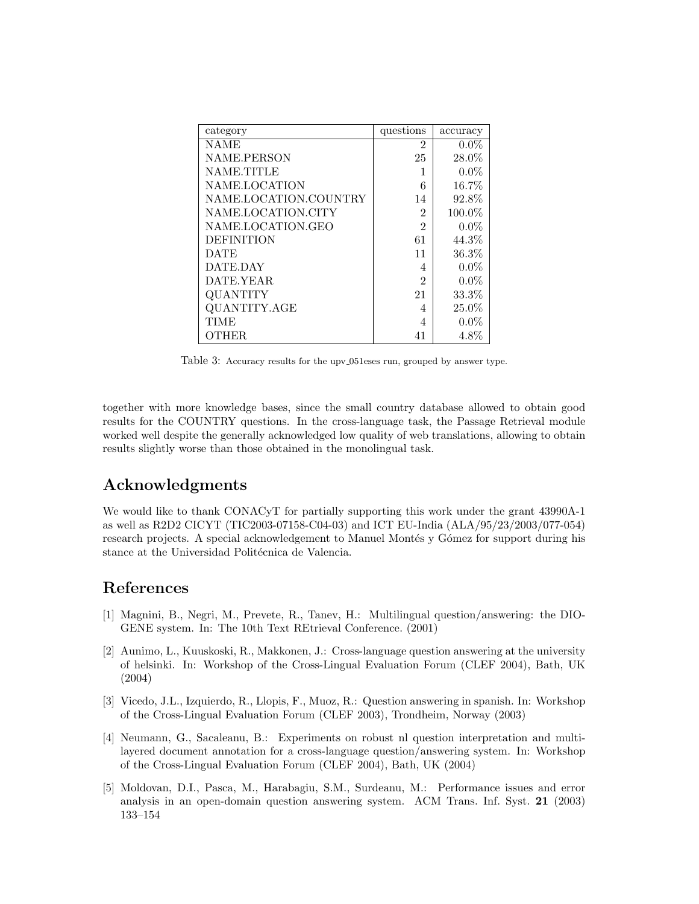| category | questions | accuracy |
| --- | --- | --- |
| NAME | 2 | 0.0% |
| NAME.PERSON | 25 | 28.0% |
| NAME.TITLE | 1 | 0.0% |
| NAME.LOCATION | 6 | 16.7% |
| NAME.LOCATION.COUNTRY | 14 | 92.8% |
| NAME.LOCATION.CITY | 2 | 100.0% |
| NAME.LOCATION.GEO | 2 | 0.0% |
| DEFINITION | 61 | 44.3% |
| DATE | 11 | 36.3% |
| DATE.DAY | 4 | 0.0% |
| DATE.YEAR | 2 | 0.0% |
| QUANTITY | 21 | 33.3% |
| QUANTITY.AGE | 4 | 25.0% |
| TIME | 4 | 0.0% |
| OTHER | 41 | 4.8% |

Table 3: Accuracy results for the upv_051eses run, grouped by answer type.

together with more knowledge bases, since the small country database allowed to obtain good results for the COUNTRY questions. In the cross-language task, the Passage Retrieval module worked well despite the generally acknowledged low quality of web translations, allowing to obtain results slightly worse than those obtained in the monolingual task.

## Acknowledgments

We would like to thank CONACyT for partially supporting this work under the grant 43990A-1 as well as R2D2 CICYT (TIC2003-07158-C04-03) and ICT EU-India (ALA/95/23/2003/077-054) research projects. A special acknowledgement to Manuel Montés y Gómez for support during his stance at the Universidad Politécnica de Valencia.

## References

[1] Magnini, B., Negri, M., Prevete, R., Tanev, H.: Multilingual question/answering: the DIOGENE system. In: The 10th Text REtrieval Conference. (2001)

[2] Aunimo, L., Kuuskoski, R., Makkonen, J.: Cross-language question answering at the university of helsinki. In: Workshop of the Cross-Lingual Evaluation Forum (CLEF 2004), Bath, UK (2004)

[3] Vicedo, J.L., Izquierdo, R., Llopis, F., Muoz, R.: Question answering in spanish. In: Workshop of the Cross-Lingual Evaluation Forum (CLEF 2003), Trondheim, Norway (2003)

[4] Neumann, G., Sacaleanu, B.: Experiments on robust nl question interpretation and multi-layered document annotation for a cross-language question/answering system. In: Workshop of the Cross-Lingual Evaluation Forum (CLEF 2004), Bath, UK (2004)

[5] Moldovan, D.I., Pasca, M., Harabagiu, S.M., Surdeanu, M.: Performance issues and error analysis in an open-domain question answering system. ACM Trans. Inf. Syst. **21** (2003) 133–154